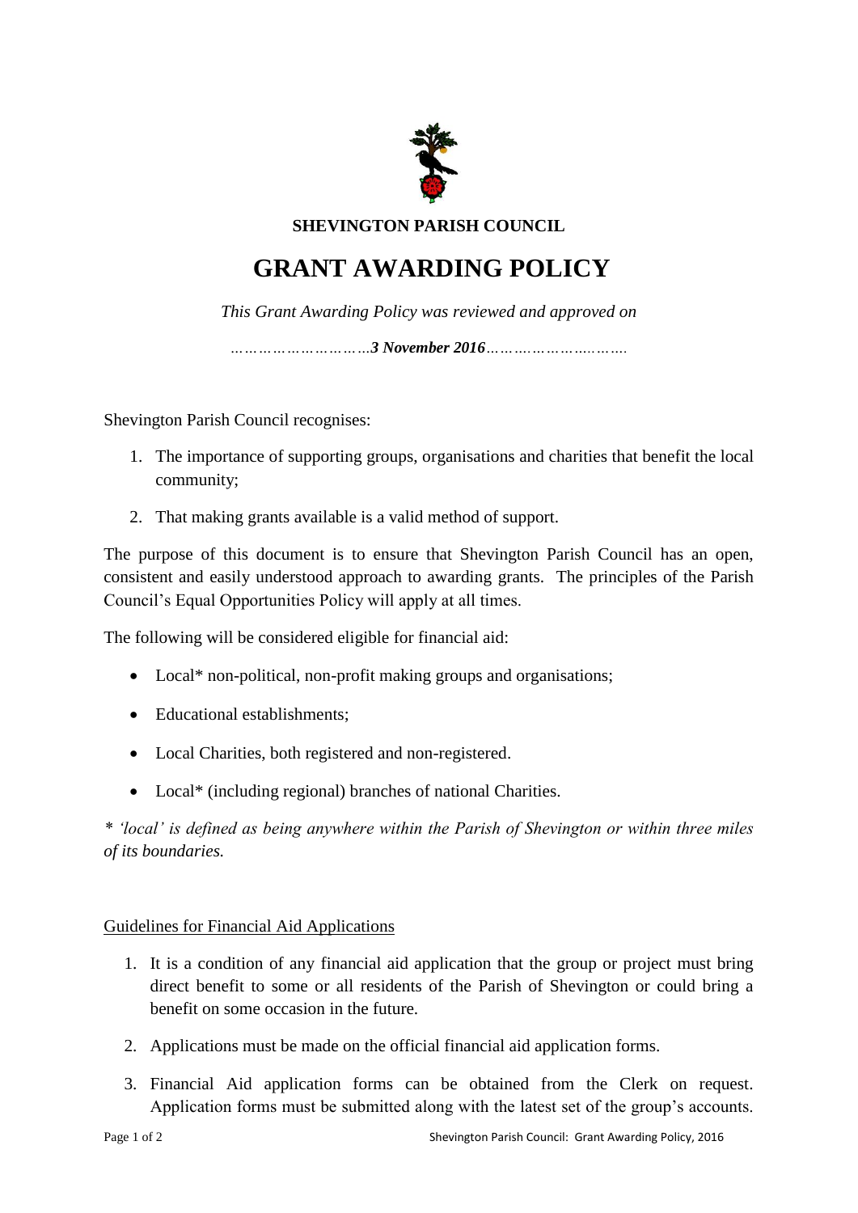**SHEVINGTON PARISH COUNCIL**

# GRANT AWARDING POLICY

*This Grant Awarding Policy was reviewed and approved on*

*…………………………3 November 2016…………………………*

Shevington Parish Council recognises:

1. The importance of supporting groups, organisations and charities that benefit the local community;
2. That making grants available is a valid method of support.

The purpose of this document is to ensure that Shevington Parish Council has an open, consistent and easily understood approach to awarding grants. The principles of the Parish Council's Equal Opportunities Policy will apply at all times.

The following will be considered eligible for financial aid:

- Local* non-political, non-profit making groups and organisations;
- Educational establishments;
- Local Charities, both registered and non-registered.
- Local* (including regional) branches of national Charities.

*\* 'local' is defined as being anywhere within the Parish of Shevington or within three miles of its boundaries.*

## Guidelines for Financial Aid Applications

1. It is a condition of any financial aid application that the group or project must bring direct benefit to some or all residents of the Parish of Shevington or could bring a benefit on some occasion in the future.
2. Applications must be made on the official financial aid application forms.
3. Financial Aid application forms can be obtained from the Clerk on request. Application forms must be submitted along with the latest set of the group's accounts.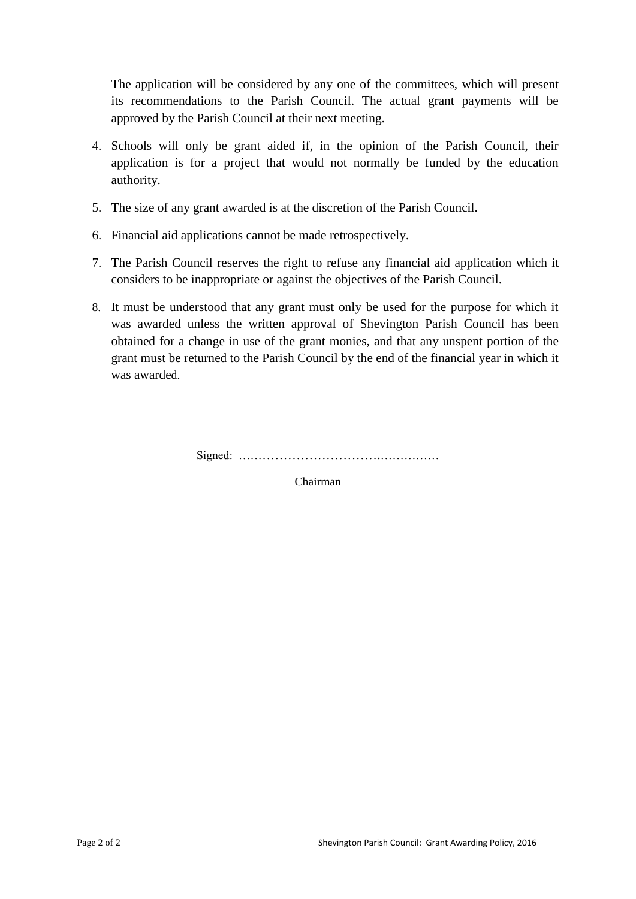The application will be considered by any one of the committees, which will present its recommendations to the Parish Council. The actual grant payments will be approved by the Parish Council at their next meeting.

4. Schools will only be grant aided if, in the opinion of the Parish Council, their application is for a project that would not normally be funded by the education authority.
5. The size of any grant awarded is at the discretion of the Parish Council.
6. Financial aid applications cannot be made retrospectively.
7. The Parish Council reserves the right to refuse any financial aid application which it considers to be inappropriate or against the objectives of the Parish Council.
8. It must be understood that any grant must only be used for the purpose for which it was awarded unless the written approval of Shevington Parish Council has been obtained for a change in use of the grant monies, and that any unspent portion of the grant must be returned to the Parish Council by the end of the financial year in which it was awarded.

Signed: ……………………………..……………

Chairman